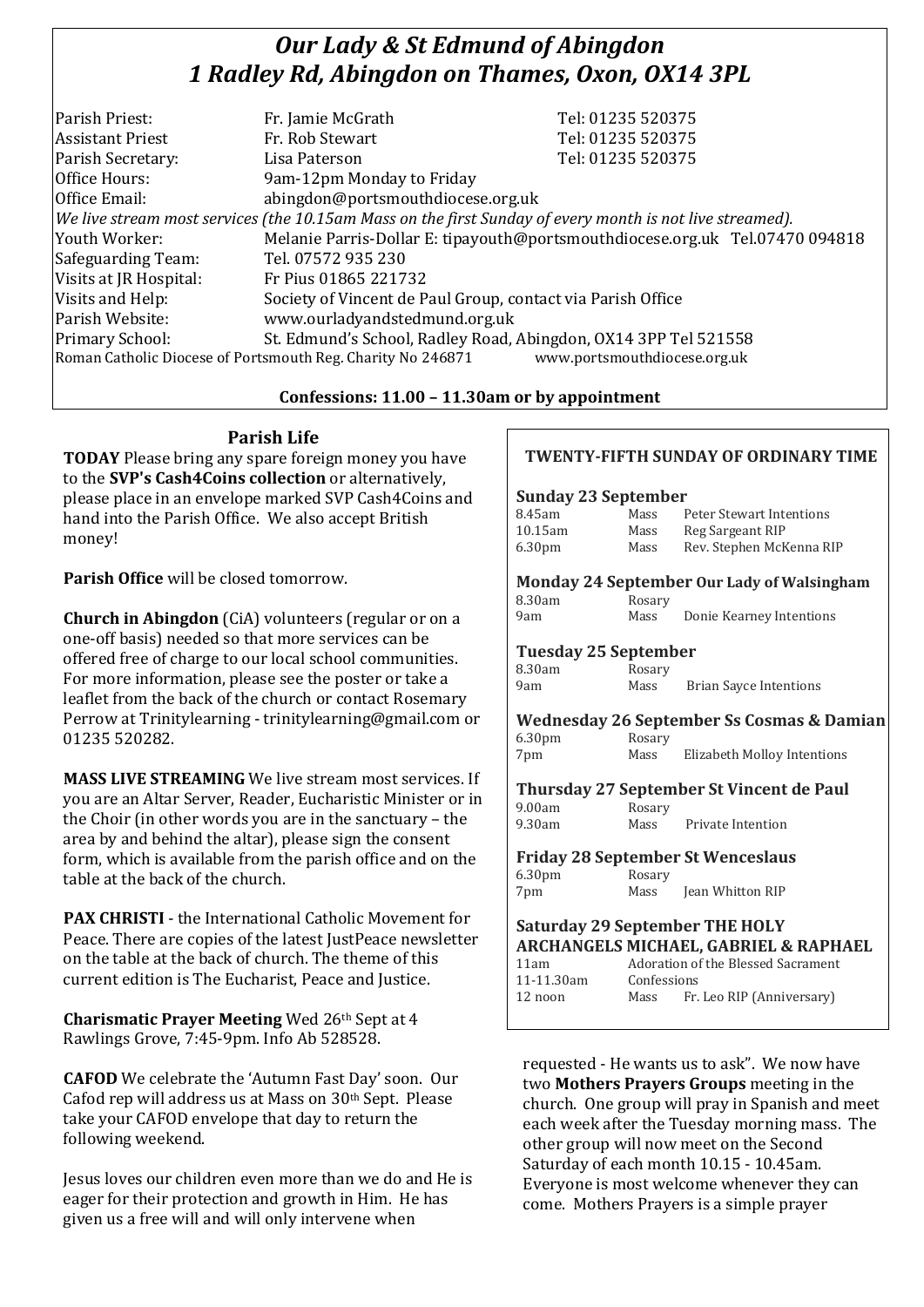# *Our Lady & St Edmund of Abingdon*
# *1 Radley Rd, Abingdon on Thames, Oxon, OX14 3PL*

| | | |
|---|---|---|
| Parish Priest: | Fr. Jamie McGrath | Tel: 01235 520375 |
| Assistant Priest | Fr. Rob Stewart | Tel: 01235 520375 |
| Parish Secretary: | Lisa Paterson | Tel: 01235 520375 |
| Office Hours: | 9am-12pm Monday to Friday | |
| Office Email: | abingdon@portsmouthdiocese.org.uk | |

*We live stream most services (the 10.15am Mass on the first Sunday of every month is not live streamed).*

| | |
|---|---|
| Youth Worker: | Melanie Parris-Dollar E: tipayouth@portsmouthdiocese.org.uk Tel.07470 094818 |
| Safeguarding Team: | Tel. 07572 935 230 |
| Visits at JR Hospital: | Fr Pius 01865 221732 |
| Visits and Help: | Society of Vincent de Paul Group, contact via Parish Office |
| Parish Website: | www.ourladyandstedmund.org.uk |
| Primary School: | St. Edmund's School, Radley Road, Abingdon, OX14 3PP Tel 521558 |

Roman Catholic Diocese of Portsmouth Reg. Charity No 246871 www.portsmouthdiocese.org.uk

**Confessions: 11.00 – 11.30am or by appointment**

## Parish Life

**TODAY** Please bring any spare foreign money you have to the **SVP's Cash4Coins collection** or alternatively, please place in an envelope marked SVP Cash4Coins and hand into the Parish Office. We also accept British money!

**Parish Office** will be closed tomorrow.

**Church in Abingdon** (CiA) volunteers (regular or on a one-off basis) needed so that more services can be offered free of charge to our local school communities. For more information, please see the poster or take a leaflet from the back of the church or contact Rosemary Perrow at Trinitylearning - trinitylearning@gmail.com or 01235 520282.

**MASS LIVE STREAMING** We live stream most services. If you are an Altar Server, Reader, Eucharistic Minister or in the Choir (in other words you are in the sanctuary – the area by and behind the altar), please sign the consent form, which is available from the parish office and on the table at the back of the church.

**PAX CHRISTI** - the International Catholic Movement for Peace. There are copies of the latest JustPeace newsletter on the table at the back of church. The theme of this current edition is The Eucharist, Peace and Justice.

**Charismatic Prayer Meeting** Wed 26th Sept at 4 Rawlings Grove, 7:45-9pm. Info Ab 528528.

**CAFOD** We celebrate the 'Autumn Fast Day' soon. Our Cafod rep will address us at Mass on 30th Sept. Please take your CAFOD envelope that day to return the following weekend.

Jesus loves our children even more than we do and He is eager for their protection and growth in Him. He has given us a free will and will only intervene when requested - He wants us to ask". We now have two **Mothers Prayers Groups** meeting in the church. One group will pray in Spanish and meet each week after the Tuesday morning mass. The other group will now meet on the Second Saturday of each month 10.15 - 10.45am. Everyone is most welcome whenever they can come. Mothers Prayers is a simple prayer

## TWENTY-FIFTH SUNDAY OF ORDINARY TIME

**Sunday 23 September**

| | | |
|---|---|---|
| 8.45am | Mass | Peter Stewart Intentions |
| 10.15am | Mass | Reg Sargeant RIP |
| 6.30pm | Mass | Rev. Stephen McKenna RIP |

**Monday 24 September Our Lady of Walsingham**

| | | |
|---|---|---|
| 8.30am | Rosary | |
| 9am | Mass | Donie Kearney Intentions |

**Tuesday 25 September**

| | | |
|---|---|---|
| 8.30am | Rosary | |
| 9am | Mass | Brian Sayce Intentions |

**Wednesday 26 September Ss Cosmas & Damian**

| | | |
|---|---|---|
| 6.30pm | Rosary | |
| 7pm | Mass | Elizabeth Molloy Intentions |

**Thursday 27 September St Vincent de Paul**

| | | |
|---|---|---|
| 9.00am | Rosary | |
| 9.30am | Mass | Private Intention |

**Friday 28 September St Wenceslaus**

| | | |
|---|---|---|
| 6.30pm | Rosary | |
| 7pm | Mass | Jean Whitton RIP |

**Saturday 29 September THE HOLY ARCHANGELS MICHAEL, GABRIEL & RAPHAEL**

| | | |
|---|---|---|
| 11am | Adoration of the Blessed Sacrament | |
| 11-11.30am | Confessions | |
| 12 noon | Mass | Fr. Leo RIP (Anniversary) |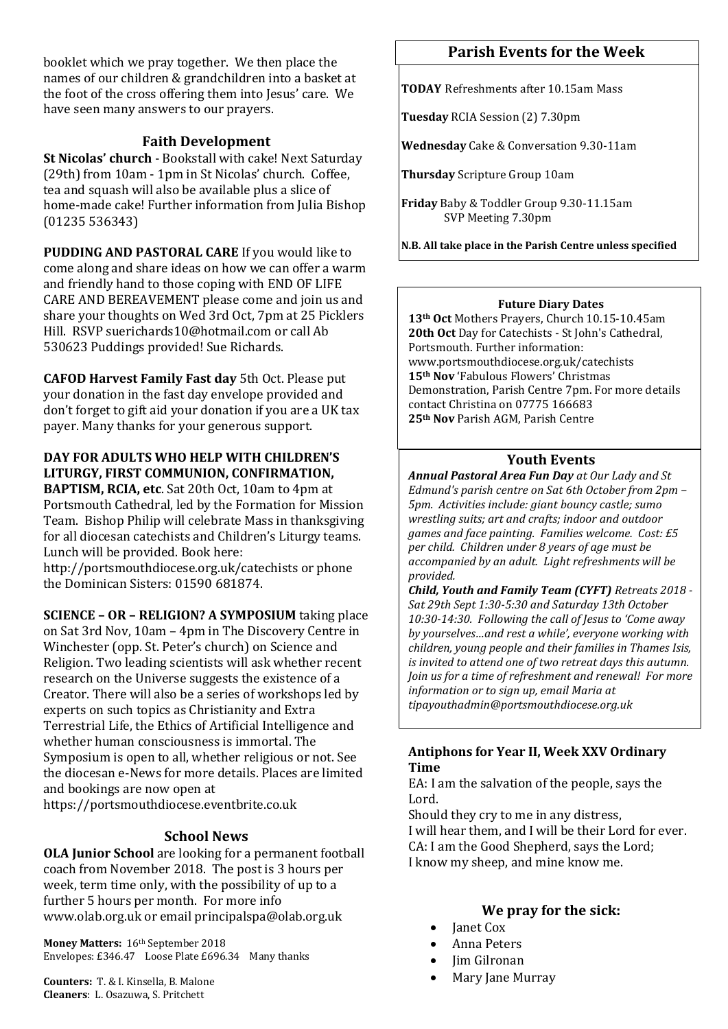booklet which we pray together. We then place the names of our children & grandchildren into a basket at the foot of the cross offering them into Jesus' care. We have seen many answers to our prayers.

## Faith Development

**St Nicolas' church** - Bookstall with cake! Next Saturday (29th) from 10am - 1pm in St Nicolas' church. Coffee, tea and squash will also be available plus a slice of home-made cake! Further information from Julia Bishop (01235 536343)

**PUDDING AND PASTORAL CARE** If you would like to come along and share ideas on how we can offer a warm and friendly hand to those coping with END OF LIFE CARE AND BEREAVEMENT please come and join us and share your thoughts on Wed 3rd Oct, 7pm at 25 Picklers Hill. RSVP suerichards10@hotmail.com or call Ab 530623 Puddings provided! Sue Richards.

**CAFOD Harvest Family Fast day** 5th Oct. Please put your donation in the fast day envelope provided and don't forget to gift aid your donation if you are a UK tax payer. Many thanks for your generous support.

**DAY FOR ADULTS WHO HELP WITH CHILDREN'S LITURGY, FIRST COMMUNION, CONFIRMATION, BAPTISM, RCIA, etc**. Sat 20th Oct, 10am to 4pm at Portsmouth Cathedral, led by the Formation for Mission Team. Bishop Philip will celebrate Mass in thanksgiving for all diocesan catechists and Children's Liturgy teams. Lunch will be provided. Book here: http://portsmouthdiocese.org.uk/catechists or phone the Dominican Sisters: 01590 681874.

**SCIENCE – OR – RELIGION? A SYMPOSIUM** taking place on Sat 3rd Nov, 10am – 4pm in The Discovery Centre in Winchester (opp. St. Peter's church) on Science and Religion. Two leading scientists will ask whether recent research on the Universe suggests the existence of a Creator. There will also be a series of workshops led by experts on such topics as Christianity and Extra Terrestrial Life, the Ethics of Artificial Intelligence and whether human consciousness is immortal. The Symposium is open to all, whether religious or not. See the diocesan e-News for more details. Places are limited and bookings are now open at https://portsmouthdiocese.eventbrite.co.uk

## School News

**OLA Junior School** are looking for a permanent football coach from November 2018. The post is 3 hours per week, term time only, with the possibility of up to a further 5 hours per month. For more info www.olab.org.uk or email principalspa@olab.org.uk

**Money Matters:** 16th September 2018
Envelopes: £346.47 Loose Plate £696.34 Many thanks

**Counters:** T. & I. Kinsella, B. Malone
**Cleaners**: L. Osazuwa, S. Pritchett

## Parish Events for the Week

**TODAY** Refreshments after 10.15am Mass

**Tuesday** RCIA Session (2) 7.30pm

**Wednesday** Cake & Conversation 9.30-11am

**Thursday** Scripture Group 10am

**Friday** Baby & Toddler Group 9.30-11.15am
SVP Meeting 7.30pm

**N.B. All take place in the Parish Centre unless specified**

**Future Diary Dates**

**13th Oct** Mothers Prayers, Church 10.15-10.45am
**20th Oct** Day for Catechists - St John's Cathedral, Portsmouth. Further information: www.portsmouthdiocese.org.uk/catechists
**15th Nov** 'Fabulous Flowers' Christmas Demonstration, Parish Centre 7pm. For more details contact Christina on 07775 166683
**25th Nov** Parish AGM, Parish Centre

## Youth Events

***Annual Pastoral Area Fun Day*** *at Our Lady and St Edmund's parish centre on Sat 6th October from 2pm – 5pm. Activities include: giant bouncy castle; sumo wrestling suits; art and crafts; indoor and outdoor games and face painting. Families welcome. Cost: £5 per child. Children under 8 years of age must be accompanied by an adult. Light refreshments will be provided.*

***Child, Youth and Family Team (CYFT)*** *Retreats 2018 - Sat 29th Sept 1:30-5:30 and Saturday 13th October 10:30-14:30. Following the call of Jesus to 'Come away by yourselves…and rest a while', everyone working with children, young people and their families in Thames Isis, is invited to attend one of two retreat days this autumn. Join us for a time of refreshment and renewal! For more information or to sign up, email Maria at tipayouthadmin@portsmouthdiocese.org.uk*

### Antiphons for Year II, Week XXV Ordinary Time

EA: I am the salvation of the people, says the Lord.
Should they cry to me in any distress,
I will hear them, and I will be their Lord for ever.
CA: I am the Good Shepherd, says the Lord;
I know my sheep, and mine know me.

## We pray for the sick:

- Janet Cox
- Anna Peters
- Jim Gilronan
- Mary Jane Murray